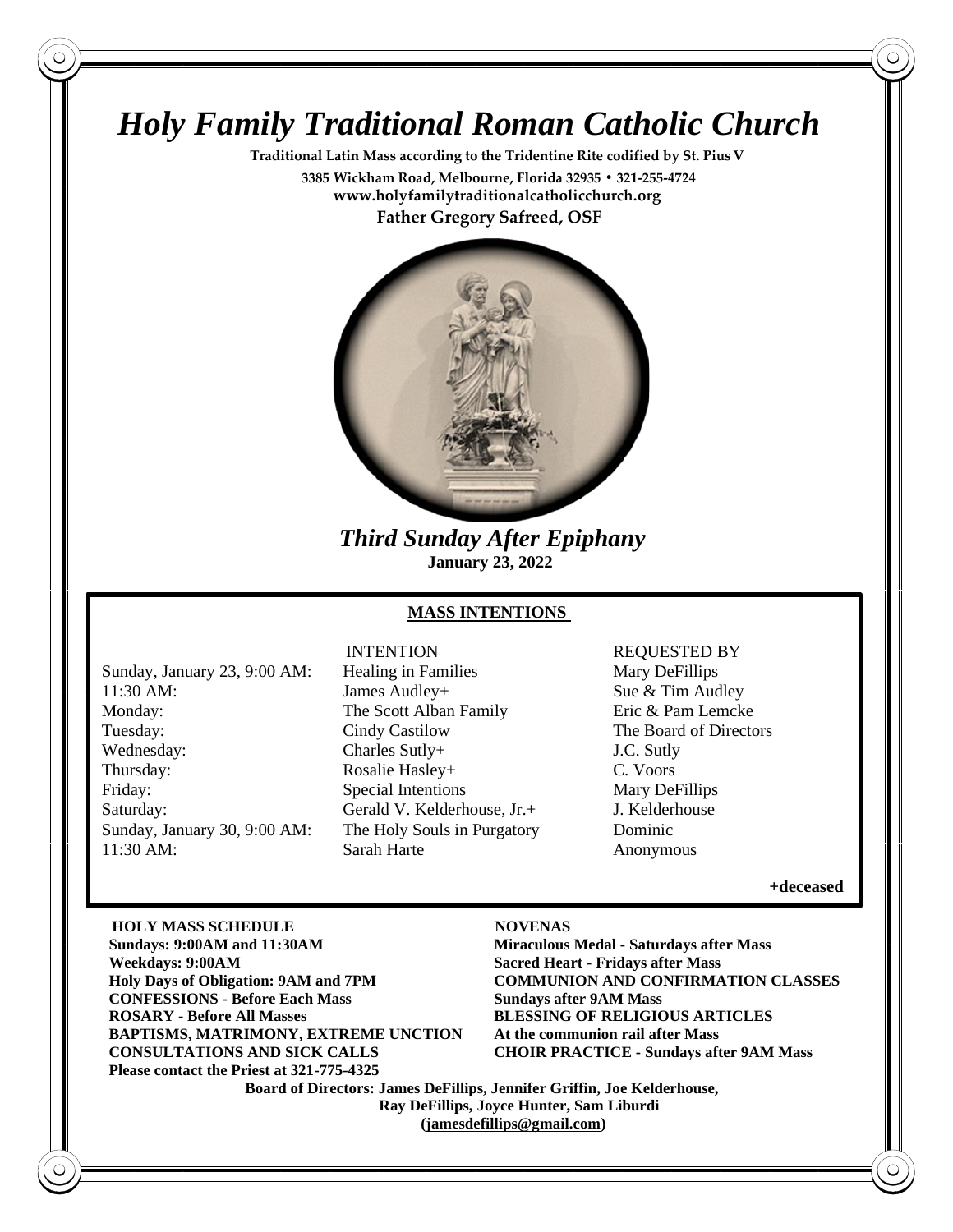# *Holy Family Traditional Roman Catholic Church*

**Traditional Latin Mass according to the Tridentine Rite codified by St. Pius V**

**3385 Wickham Road, Melbourne, Florida 32935 • 321-255-4724**

**www.holyfamilytraditionalcatholicchurch.org**

**Father Gregory Safreed, OSF**

## *Third Sunday After Epiphany*

**January 23, 2022**

### MASS INTENTIONS

| | INTENTION | REQUESTED BY |
|---|---|---|
| Sunday, January 23, 9:00 AM: | Healing in Families | Mary DeFillips |
| 11:30 AM: | James Audley+ | Sue & Tim Audley |
| Monday: | The Scott Alban Family | Eric & Pam Lemcke |
| Tuesday: | Cindy Castilow | The Board of Directors |
| Wednesday: | Charles Sutly+ | J.C. Sutly |
| Thursday: | Rosalie Hasley+ | C. Voors |
| Friday: | Special Intentions | Mary DeFillips |
| Saturday: | Gerald V. Kelderhouse, Jr.+ | J. Kelderhouse |
| Sunday, January 30, 9:00 AM: | The Holy Souls in Purgatory | Dominic |
| 11:30 AM: | Sarah Harte | Anonymous |

**+deceased**

**HOLY MASS SCHEDULE**
**Sundays: 9:00AM and 11:30AM**
**Weekdays: 9:00AM**
**Holy Days of Obligation: 9AM and 7PM**
**CONFESSIONS - Before Each Mass**
**ROSARY - Before All Masses**
**BAPTISMS, MATRIMONY, EXTREME UNCTION**
**CONSULTATIONS AND SICK CALLS**
**Please contact the Priest at 321-775-4325**

**NOVENAS**
**Miraculous Medal - Saturdays after Mass**
**Sacred Heart - Fridays after Mass**
**COMMUNION AND CONFIRMATION CLASSES**
**Sundays after 9AM Mass**
**BLESSING OF RELIGIOUS ARTICLES**
**At the communion rail after Mass**
**CHOIR PRACTICE - Sundays after 9AM Mass**

**Board of Directors: James DeFillips, Jennifer Griffin, Joe Kelderhouse, Ray DeFillips, Joyce Hunter, Sam Liburdi**
**(jamesdefillips@gmail.com)**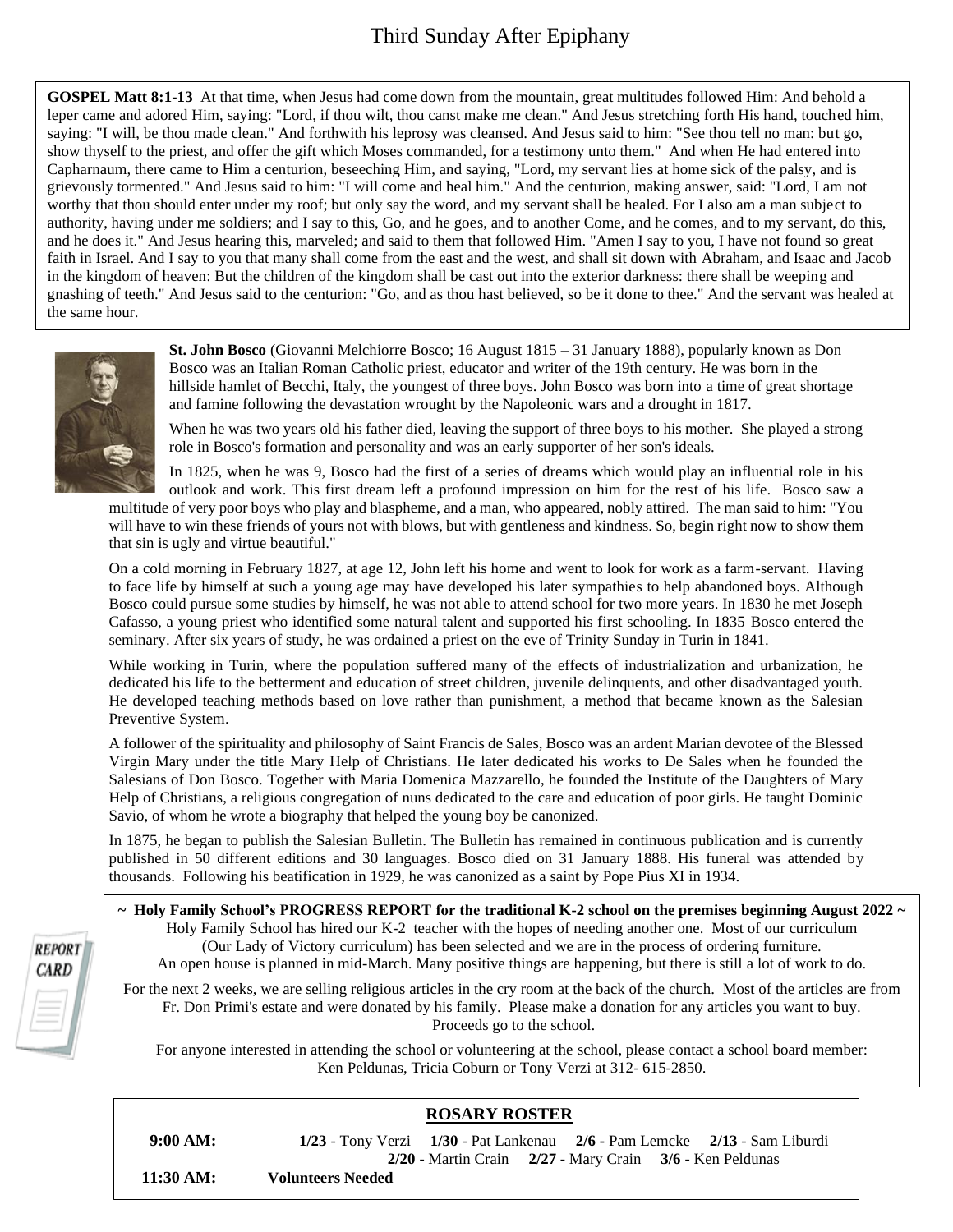# Third Sunday After Epiphany

**GOSPEL Matt 8:1-13** At that time, when Jesus had come down from the mountain, great multitudes followed Him: And behold a leper came and adored Him, saying: "Lord, if thou wilt, thou canst make me clean." And Jesus stretching forth His hand, touched him, saying: "I will, be thou made clean." And forthwith his leprosy was cleansed. And Jesus said to him: "See thou tell no man: but go, show thyself to the priest, and offer the gift which Moses commanded, for a testimony unto them." And when He had entered into Capharnaum, there came to Him a centurion, beseeching Him, and saying, "Lord, my servant lies at home sick of the palsy, and is grievously tormented." And Jesus said to him: "I will come and heal him." And the centurion, making answer, said: "Lord, I am not worthy that thou should enter under my roof; but only say the word, and my servant shall be healed. For I also am a man subject to authority, having under me soldiers; and I say to this, Go, and he goes, and to another Come, and he comes, and to my servant, do this, and he does it." And Jesus hearing this, marveled; and said to them that followed Him. "Amen I say to you, I have not found so great faith in Israel. And I say to you that many shall come from the east and the west, and shall sit down with Abraham, and Isaac and Jacob in the kingdom of heaven: But the children of the kingdom shall be cast out into the exterior darkness: there shall be weeping and gnashing of teeth." And Jesus said to the centurion: "Go, and as thou hast believed, so be it done to thee." And the servant was healed at the same hour.

**St. John Bosco** (Giovanni Melchiorre Bosco; 16 August 1815 – 31 January 1888), popularly known as Don Bosco was an Italian Roman Catholic priest, educator and writer of the 19th century. He was born in the hillside hamlet of Becchi, Italy, the youngest of three boys. John Bosco was born into a time of great shortage and famine following the devastation wrought by the Napoleonic wars and a drought in 1817.

When he was two years old his father died, leaving the support of three boys to his mother. She played a strong role in Bosco's formation and personality and was an early supporter of her son's ideals.

In 1825, when he was 9, Bosco had the first of a series of dreams which would play an influential role in his outlook and work. This first dream left a profound impression on him for the rest of his life. Bosco saw a multitude of very poor boys who play and blaspheme, and a man, who appeared, nobly attired. The man said to him: "You will have to win these friends of yours not with blows, but with gentleness and kindness. So, begin right now to show them that sin is ugly and virtue beautiful."

On a cold morning in February 1827, at age 12, John left his home and went to look for work as a farm-servant. Having to face life by himself at such a young age may have developed his later sympathies to help abandoned boys. Although Bosco could pursue some studies by himself, he was not able to attend school for two more years. In 1830 he met Joseph Cafasso, a young priest who identified some natural talent and supported his first schooling. In 1835 Bosco entered the seminary. After six years of study, he was ordained a priest on the eve of Trinity Sunday in Turin in 1841.

While working in Turin, where the population suffered many of the effects of industrialization and urbanization, he dedicated his life to the betterment and education of street children, juvenile delinquents, and other disadvantaged youth. He developed teaching methods based on love rather than punishment, a method that became known as the Salesian Preventive System.

A follower of the spirituality and philosophy of Saint Francis de Sales, Bosco was an ardent Marian devotee of the Blessed Virgin Mary under the title Mary Help of Christians. He later dedicated his works to De Sales when he founded the Salesians of Don Bosco. Together with Maria Domenica Mazzarello, he founded the Institute of the Daughters of Mary Help of Christians, a religious congregation of nuns dedicated to the care and education of poor girls. He taught Dominic Savio, of whom he wrote a biography that helped the young boy be canonized.

In 1875, he began to publish the Salesian Bulletin. The Bulletin has remained in continuous publication and is currently published in 50 different editions and 30 languages. Bosco died on 31 January 1888. His funeral was attended by thousands. Following his beatification in 1929, he was canonized as a saint by Pope Pius XI in 1934.

**~ Holy Family School's PROGRESS REPORT for the traditional K-2 school on the premises beginning August 2022 ~**

Holy Family School has hired our K-2 teacher with the hopes of needing another one. Most of our curriculum (Our Lady of Victory curriculum) has been selected and we are in the process of ordering furniture. An open house is planned in mid-March. Many positive things are happening, but there is still a lot of work to do.

For the next 2 weeks, we are selling religious articles in the cry room at the back of the church. Most of the articles are from Fr. Don Primi's estate and were donated by his family. Please make a donation for any articles you want to buy. Proceeds go to the school.

For anyone interested in attending the school or volunteering at the school, please contact a school board member: Ken Peldunas, Tricia Coburn or Tony Verzi at 312- 615-2850.

## ROSARY ROSTER

**9:00 AM:** **1/23** - Tony Verzi **1/30** - Pat Lankenau **2/6** - Pam Lemcke **2/13** - Sam Liburdi **2/20** - Martin Crain **2/27** - Mary Crain **3/6** - Ken Peldunas

**11:30 AM:** **Volunteers Needed**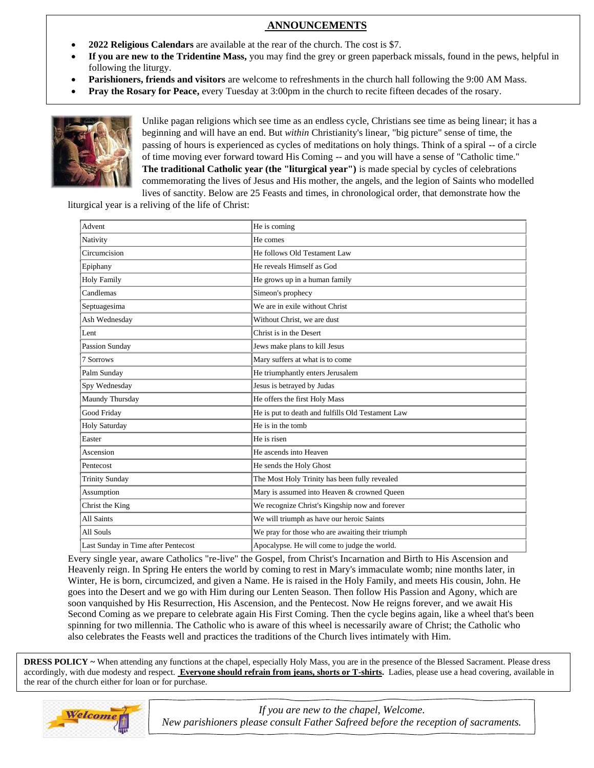## ANNOUNCEMENTS

- **2022 Religious Calendars** are available at the rear of the church. The cost is $7.
- **If you are new to the Tridentine Mass,** you may find the grey or green paperback missals, found in the pews, helpful in following the liturgy.
- **Parishioners, friends and visitors** are welcome to refreshments in the church hall following the 9:00 AM Mass.
- **Pray the Rosary for Peace,** every Tuesday at 3:00pm in the church to recite fifteen decades of the rosary.

Unlike pagan religions which see time as an endless cycle, Christians see time as being linear; it has a beginning and will have an end. But *within* Christianity's linear, "big picture" sense of time, the passing of hours is experienced as cycles of meditations on holy things. Think of a spiral -- of a circle of time moving ever forward toward His Coming -- and you will have a sense of "Catholic time." **The traditional Catholic year (the "liturgical year")** is made special by cycles of celebrations commemorating the lives of Jesus and His mother, the angels, and the legion of Saints who modelled lives of sanctity. Below are 25 Feasts and times, in chronological order, that demonstrate how the liturgical year is a reliving of the life of Christ:

| | |
|---|---|
| Advent | He is coming |
| Nativity | He comes |
| Circumcision | He follows Old Testament Law |
| Epiphany | He reveals Himself as God |
| Holy Family | He grows up in a human family |
| Candlemas | Simeon's prophecy |
| Septuagesima | We are in exile without Christ |
| Ash Wednesday | Without Christ, we are dust |
| Lent | Christ is in the Desert |
| Passion Sunday | Jews make plans to kill Jesus |
| 7 Sorrows | Mary suffers at what is to come |
| Palm Sunday | He triumphantly enters Jerusalem |
| Spy Wednesday | Jesus is betrayed by Judas |
| Maundy Thursday | He offers the first Holy Mass |
| Good Friday | He is put to death and fulfills Old Testament Law |
| Holy Saturday | He is in the tomb |
| Easter | He is risen |
| Ascension | He ascends into Heaven |
| Pentecost | He sends the Holy Ghost |
| Trinity Sunday | The Most Holy Trinity has been fully revealed |
| Assumption | Mary is assumed into Heaven & crowned Queen |
| Christ the King | We recognize Christ's Kingship now and forever |
| All Saints | We will triumph as have our heroic Saints |
| All Souls | We pray for those who are awaiting their triumph |
| Last Sunday in Time after Pentecost | Apocalypse. He will come to judge the world. |

Every single year, aware Catholics "re-live" the Gospel, from Christ's Incarnation and Birth to His Ascension and Heavenly reign. In Spring He enters the world by coming to rest in Mary's immaculate womb; nine months later, in Winter, He is born, circumcized, and given a Name. He is raised in the Holy Family, and meets His cousin, John. He goes into the Desert and we go with Him during our Lenten Season. Then follow His Passion and Agony, which are soon vanquished by His Resurrection, His Ascension, and the Pentecost. Now He reigns forever, and we await His Second Coming as we prepare to celebrate again His First Coming. Then the cycle begins again, like a wheel that's been spinning for two millennia. The Catholic who is aware of this wheel is necessarily aware of Christ; the Catholic who also celebrates the Feasts well and practices the traditions of the Church lives intimately with Him.

**DRESS POLICY ~** When attending any functions at the chapel, especially Holy Mass, you are in the presence of the Blessed Sacrament. Please dress accordingly, with due modesty and respect. **Everyone should refrain from jeans, shorts or T-shirts.** Ladies, please use a head covering, available in the rear of the church either for loan or for purchase.

*If you are new to the chapel, Welcome.*
*New parishioners please consult Father Safreed before the reception of sacraments.*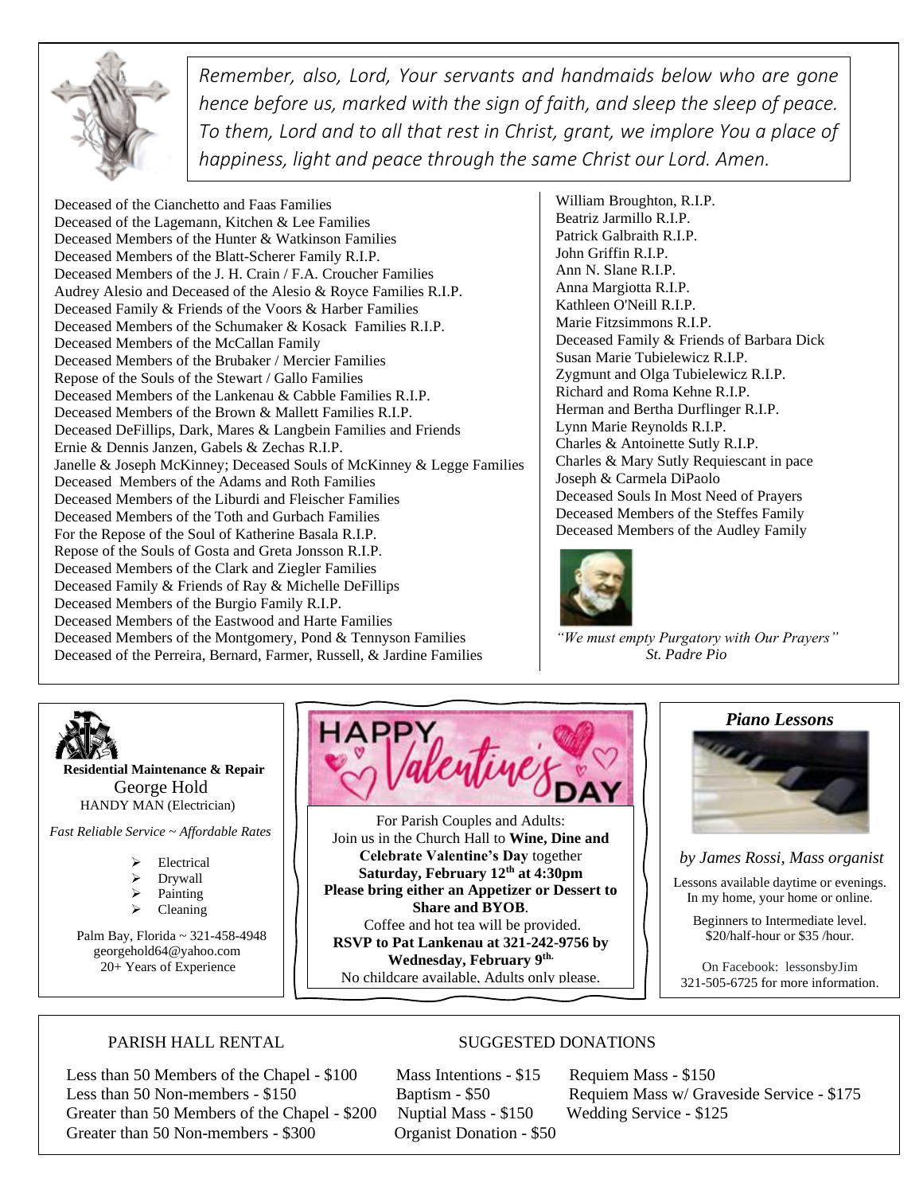*Remember, also, Lord, Your servants and handmaids below who are gone hence before us, marked with the sign of faith, and sleep the sleep of peace. To them, Lord and to all that rest in Christ, grant, we implore You a place of happiness, light and peace through the same Christ our Lord. Amen.*

Deceased of the Cianchetto and Faas Families
Deceased of the Lagemann, Kitchen & Lee Families
Deceased Members of the Hunter & Watkinson Families
Deceased Members of the Blatt-Scherer Family R.I.P.
Deceased Members of the J. H. Crain / F.A. Croucher Families
Audrey Alesio and Deceased of the Alesio & Royce Families R.I.P.
Deceased Family & Friends of the Voors & Harber Families
Deceased Members of the Schumaker & Kosack Families R.I.P.
Deceased Members of the McCallan Family
Deceased Members of the Brubaker / Mercier Families
Repose of the Souls of the Stewart / Gallo Families
Deceased Members of the Lankenau & Cabble Families R.I.P.
Deceased Members of the Brown & Mallett Families R.I.P.
Deceased DeFillips, Dark, Mares & Langbein Families and Friends
Ernie & Dennis Janzen, Gabels & Zechas R.I.P.
Janelle & Joseph McKinney; Deceased Souls of McKinney & Legge Families
Deceased Members of the Adams and Roth Families
Deceased Members of the Liburdi and Fleischer Families
Deceased Members of the Toth and Gurbach Families
For the Repose of the Soul of Katherine Basala R.I.P.
Repose of the Souls of Gosta and Greta Jonsson R.I.P.
Deceased Members of the Clark and Ziegler Families
Deceased Family & Friends of Ray & Michelle DeFillips
Deceased Members of the Burgio Family R.I.P.
Deceased Members of the Eastwood and Harte Families
Deceased Members of the Montgomery, Pond & Tennyson Families
Deceased of the Perreira, Bernard, Farmer, Russell, & Jardine Families

William Broughton, R.I.P.
Beatriz Jarmillo R.I.P.
Patrick Galbraith R.I.P.
John Griffin R.I.P.
Ann N. Slane R.I.P.
Anna Margiotta R.I.P.
Kathleen O'Neill R.I.P.
Marie Fitzsimmons R.I.P.
Deceased Family & Friends of Barbara Dick
Susan Marie Tubielewicz R.I.P.
Zygmunt and Olga Tubielewicz R.I.P.
Richard and Roma Kehne R.I.P.
Herman and Bertha Durflinger R.I.P.
Lynn Marie Reynolds R.I.P.
Charles & Antoinette Sutly R.I.P.
Charles & Mary Sutly Requiescant in pace
Joseph & Carmela DiPaolo
Deceased Souls In Most Need of Prayers
Deceased Members of the Steffes Family
Deceased Members of the Audley Family

*"We must empty Purgatory with Our Prayers"*
*St. Padre Pio*

**Residential Maintenance & Repair**
George Hold
HANDY MAN (Electrician)

*Fast Reliable Service ~ Affordable Rates*

- Electrical
- Drywall
- Painting
- Cleaning

Palm Bay, Florida ~ 321-458-4948
georgehold64@yahoo.com
20+ Years of Experience

HAPPY Valentine's DAY

For Parish Couples and Adults:
Join us in the Church Hall to **Wine, Dine and Celebrate Valentine's Day** together
**Saturday, February 12th at 4:30pm**
**Please bring either an Appetizer or Dessert to Share and BYOB**.
Coffee and hot tea will be provided.
**RSVP to Pat Lankenau at 321-242-9756 by Wednesday, February 9th.**
No childcare available, Adults only please.

***Piano Lessons***

*by James Rossi, Mass organist*

Lessons available daytime or evenings. In my home, your home or online.

Beginners to Intermediate level. $20/half-hour or $35 /hour.

On Facebook: lessonsbyJim
321-505-6725 for more information.

PARISH HALL RENTAL

Less than 50 Members of the Chapel - $100
Less than 50 Non-members - $150
Greater than 50 Members of the Chapel - $200
Greater than 50 Non-members - $300

SUGGESTED DONATIONS

Mass Intentions - $15
Baptism - $50
Nuptial Mass - $150
Organist Donation - $50
Requiem Mass - $150
Requiem Mass w/ Graveside Service - $175
Wedding Service - $125